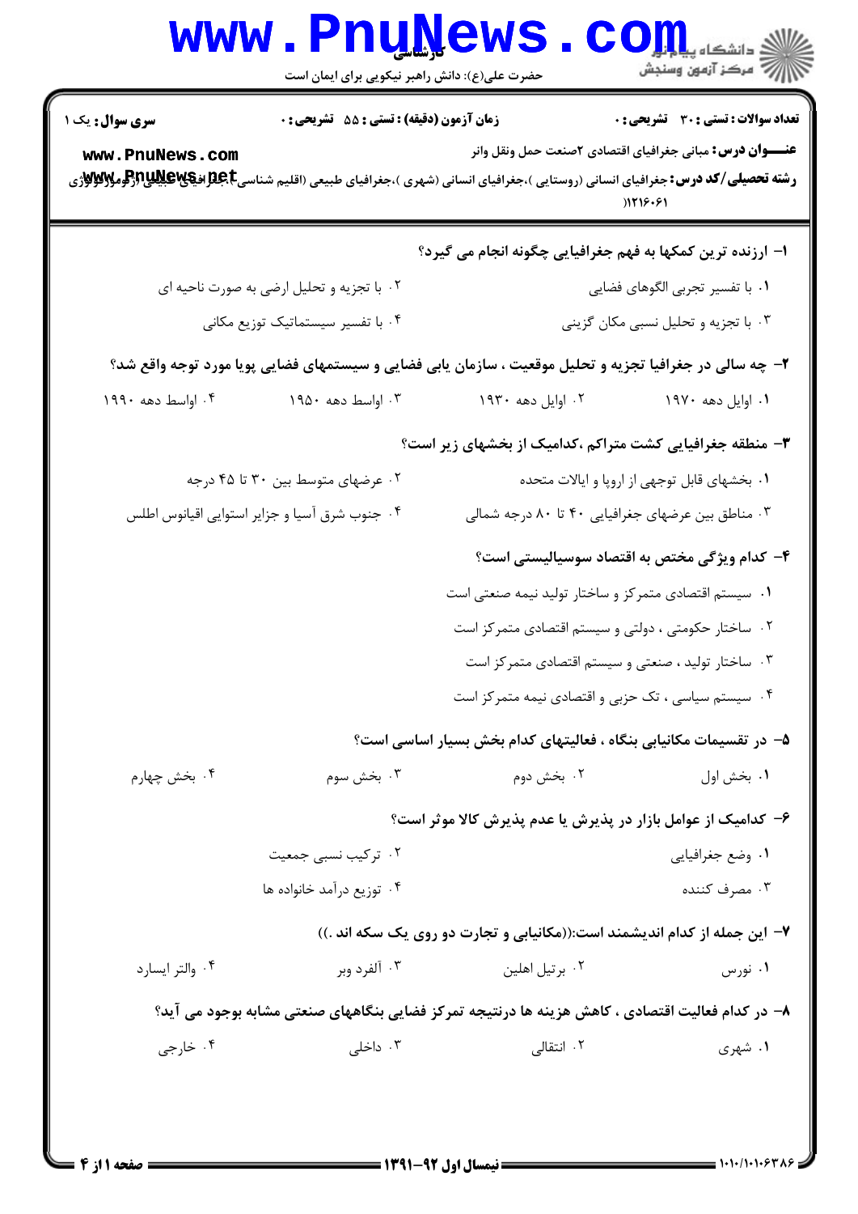**سری سوال:** یک ۱

**زمان آزمون (دقیقه) : تستی : ۵۵ تشریحی : ۰**

**تعداد سوالات : تستی : ۳۰ تشریحی : ۰**

**عنـــوان درس:** مبانی جغرافیای اقتصادی ۲صنعت حمل ونقل وانر

**رشته تحصیلی/کد درس:** جغرافیای انسانی (روستایی )،جغرافیای انسانی (شهری )،جغرافیای طبیعی (اقلیم شناسی)،جغرافیای طبیعی (ژئومورفولوژی) ۱۲۱۶۰۶۱

۱- ارزنده ترین کمکها به فهم جغرافیایی چگونه انجام می گیرد؟

۱. با تفسیر تجربی الگوهای فضایی
۲. با تجزیه و تحلیل ارضی به صورت ناحیه ای
۳. با تجزیه و تحلیل نسبی مکان گزینی
۴. با تفسیر سیستماتیک توزیع مکانی

۲- چه سالی در جغرافیا تجزیه و تحلیل موقعیت ، سازمان یابی فضایی و سیستمهای فضایی پویا مورد توجه واقع شد؟

۱. اوایل دهه ۱۹۷۰
۲. اوایل دهه ۱۹۳۰
۳. اواسط دهه ۱۹۵۰
۴. اواسط دهه ۱۹۹۰

۳- منطقه جغرافیایی کشت متراکم ،کدامیک از بخشهای زیر است؟

۱. بخشهای قابل توجهی از اروپا و ایالات متحده
۲. عرضهای متوسط بین ۳۰ تا ۴۵ درجه
۳. مناطق بین عرضهای جغرافیایی ۴۰ تا ۸۰ درجه شمالی
۴. جنوب شرق آسیا و جزایر استوایی اقیانوس اطلس

۴- کدام ویژگی مختص به اقتصاد سوسیالیستی است؟

۱. سیستم اقتصادی متمرکز و ساختار تولید نیمه صنعتی است
۲. ساختار حکومتی ، دولتی و سیستم اقتصادی متمرکز است
۳. ساختار تولید ، صنعتی و سیستم اقتصادی متمرکز است
۴. سیستم سیاسی ، تک حزبی و اقتصادی نیمه متمرکز است

۵- در تقسیمات مکانیابی بنگاه ، فعالیتهای کدام بخش بسیار اساسی است؟

۱. بخش اول
۲. بخش دوم
۳. بخش سوم
۴. بخش چهارم

۶- کدامیک از عوامل بازار در پذیرش یا عدم پذیرش کالا موثر است؟

۱. وضع جغرافیایی
۲. ترکیب نسبی جمعیت
۳. مصرف کننده
۴. توزیع درآمد خانواده ها

۷- این جمله از کدام اندیشمند است:((مکانیابی و تجارت دو روی یک سکه اند .))

۱. نورس
۲. برتیل اهلین
۳. آلفرد وبر
۴. والتر ایسارد

۸- در کدام فعالیت اقتصادی ، کاهش هزینه ها درنتیجه تمرکز فضایی بنگاههای صنعتی مشابه بوجود می آید؟

۱. شهری
۲. انتقالی
۳. داخلی
۴. خارجی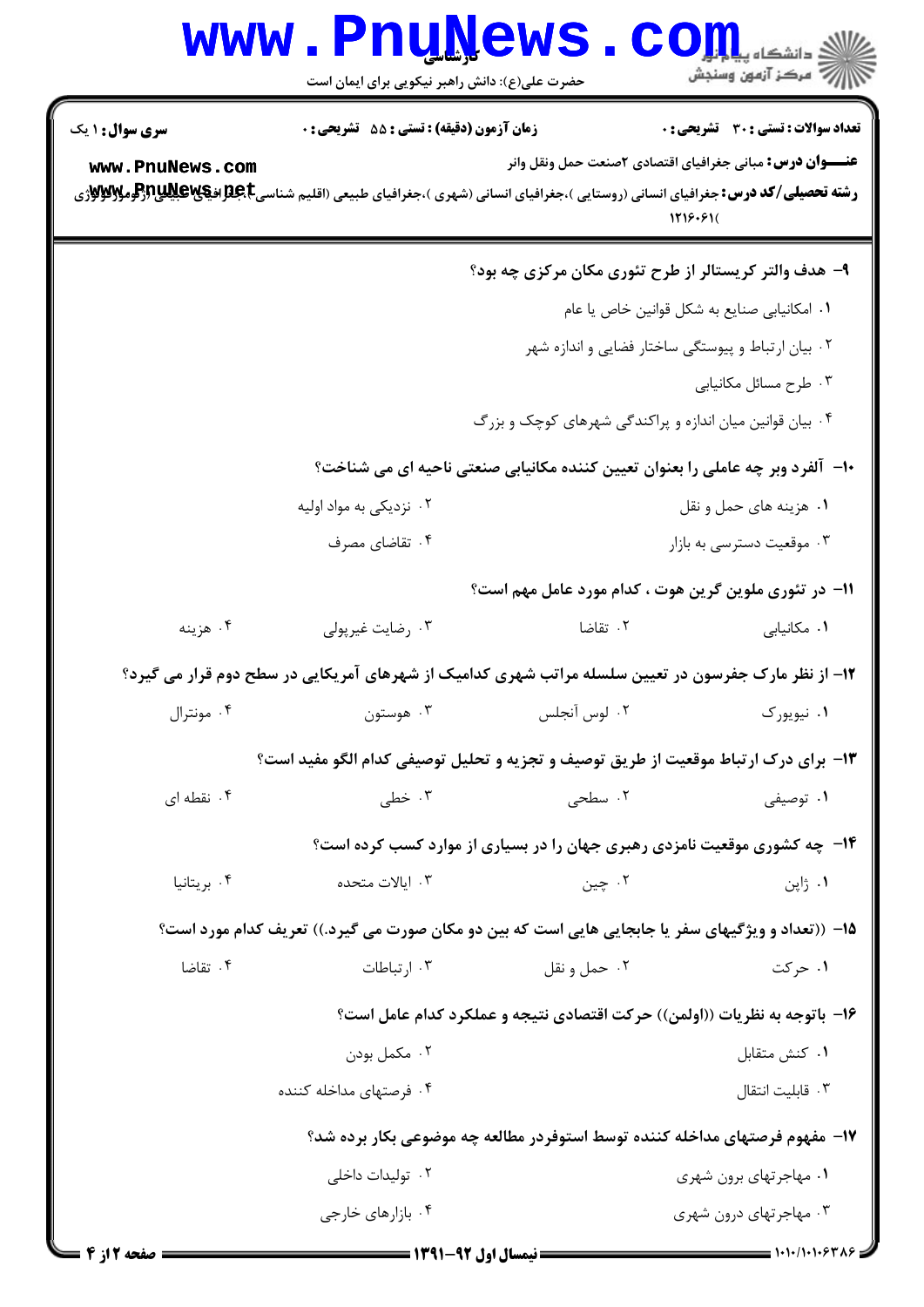**سری سوال:** ۱ یک

**زمان آزمون (دقیقه) : تستی :** ۵۵ **تشریحی :** ۰

**تعداد سوالات : تستی :** ۳۰ **تشریحی :** ۰

**عنـــوان درس:** مبانی جغرافیای اقتصادی ۲صنعت حمل ونقل وانر

**رشته تحصیلی/کد درس:** جغرافیای انسانی (روستایی )،جغرافیای انسانی (شهری )،جغرافیای طبیعی (اقلیم شناسی)،جغرافیای طبیعی (ژئومورفولوژی ۱۲۱۶۰۶۱)

۹- هدف والتر کریستالر از طرح تئوری مکان مرکزی چه بود؟

۱. امکانیابی صنایع به شکل قوانین خاص یا عام

۲. بیان ارتباط و پیوستگی ساختار فضایی و اندازه شهر

۳. طرح مسائل مکانیابی

۴. بیان قوانین میان اندازه و پراکندگی شهرهای کوچک و بزرگ

۱۰- آلفرد وبر چه عاملی را بعنوان تعیین کننده مکانیابی صنعتی ناحیه ای می شناخت؟

۱. هزینه های حمل و نقل

۲. نزدیکی به مواد اولیه

۳. موقعیت دسترسی به بازار

۴. تقاضای مصرف

۱۱- در تئوری ملوین گرین هوت ، کدام مورد عامل مهم است؟

۱. مکانیابی

۲. تقاضا

۳. رضایت غیرپولی

۴. هزینه

۱۲- از نظر مارک جفرسون در تعیین سلسله مراتب شهری کدامیک از شهرهای آمریکایی در سطح دوم قرار می گیرد؟

۱. نیویورک

۲. لوس آنجلس

۳. هوستون

۴. مونترال

۱۳- برای درک ارتباط موقعیت از طریق توصیف و تجزیه و تحلیل توصیفی کدام الگو مفید است؟

۱. توصیفی

۲. سطحی

۳. خطی

۴. نقطه ای

۱۴- چه کشوری موقعیت نامزدی رهبری جهان را در بسیاری از موارد کسب کرده است؟

۱. ژاپن

۲. چین

۳. ایالات متحده

۴. بریتانیا

۱۵- ((تعداد و ویژگیهای سفر یا جابجایی هایی است که بین دو مکان صورت می گیرد.)) تعریف کدام مورد است؟

۱. حرکت

۲. حمل و نقل

۳. ارتباطات

۴. تقاضا

۱۶- باتوجه به نظریات ((اولمن)) حرکت اقتصادی نتیجه و عملکرد کدام عامل است؟

۱. کنش متقابل

۲. مکمل بودن

۳. قابلیت انتقال

۴. فرصتهای مداخله کننده

۱۷- مفهوم فرصتهای مداخله کننده توسط استوفردر مطالعه چه موضوعی بکار برده شد؟

۱. مهاجرتهای برون شهری

۲. تولیدات داخلی

۳. مهاجرتهای درون شهری

۴. بازارهای خارجی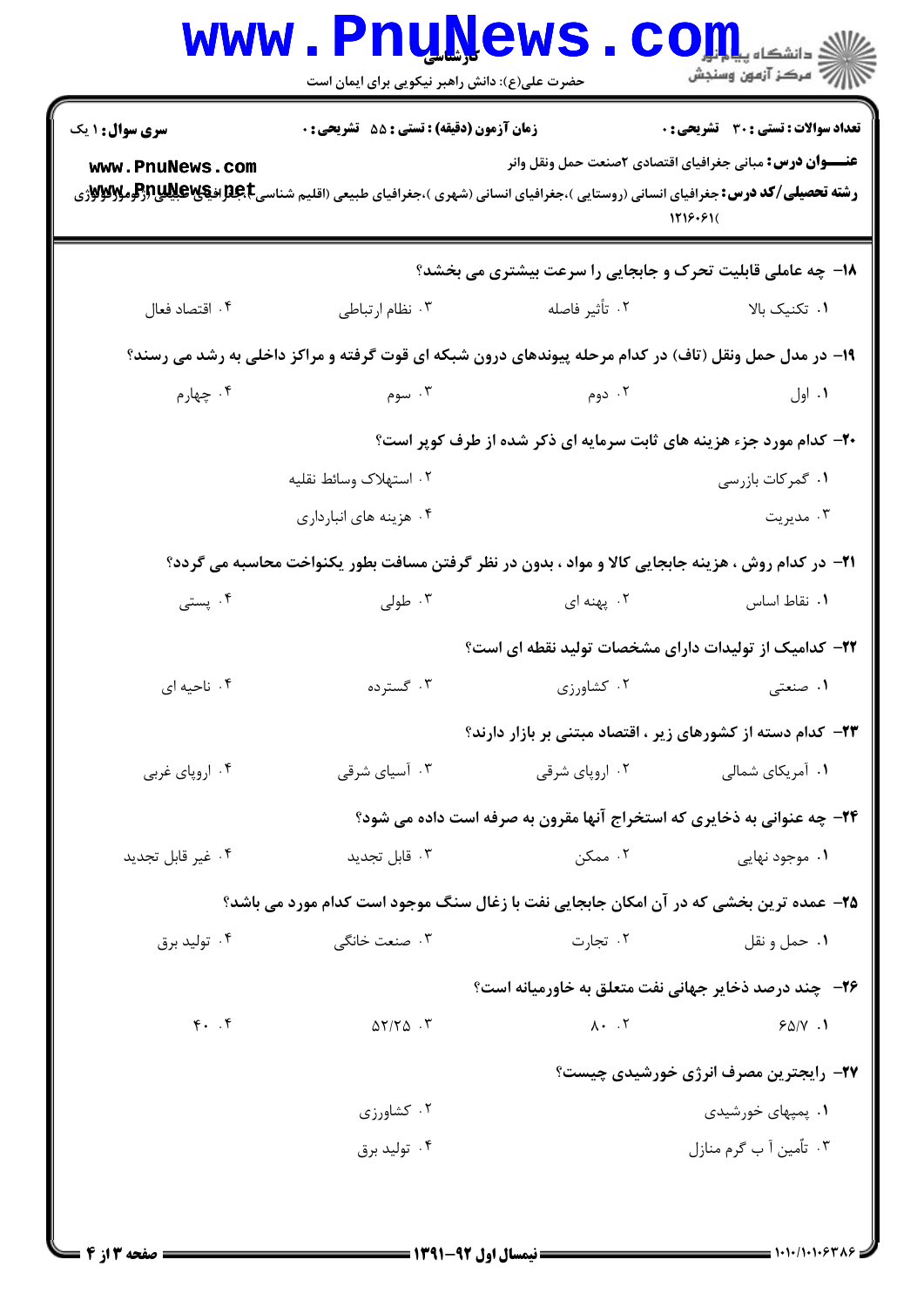۱۸- چه عاملی قابلیت تحرک و جابجایی را سرعت بیشتری می بخشد؟

۱. تکنیک بالا
۲. تأثیر فاصله
۳. نظام ارتباطی
۴. اقتصاد فعال

۱۹- در مدل حمل ونقل (تاف) در کدام مرحله پیوندهای درون شبکه ای قوت گرفته و مراکز داخلی به رشد می رسند؟

۱. اول
۲. دوم
۳. سوم
۴. چهارم

۲۰- کدام مورد جزء هزینه های ثابت سرمایه ای ذکر شده از طرف کوپر است؟

۱. گمرکات بازرسی
۲. استهلاک وسائط نقلیه
۳. مدیریت
۴. هزینه های انبارداری

۲۱- در کدام روش ، هزینه جابجایی کالا و مواد ، بدون در نظر گرفتن مسافت بطور یکنواخت محاسبه می گردد؟

۱. نقاط اساس
۲. پهنه ای
۳. طولی
۴. پستی

۲۲- کدامیک از تولیدات دارای مشخصات تولید نقطه ای است؟

۱. صنعتی
۲. کشاورزی
۳. گسترده
۴. ناحیه ای

۲۳- کدام دسته از کشورهای زیر ، اقتصاد مبتنی بر بازار دارند؟

۱. آمریکای شمالی
۲. اروپای شرقی
۳. آسیای شرقی
۴. اروپای غربی

۲۴- چه عنوانی به ذخایری که استخراج آنها مقرون به صرفه است داده می شود؟

۱. موجود نهایی
۲. ممکن
۳. قابل تجدید
۴. غیر قابل تجدید

۲۵- عمده ترین بخشی که در آن امکان جابجایی نفت با زغال سنگ موجود است کدام مورد می باشد؟

۱. حمل و نقل
۲. تجارت
۳. صنعت خانگی
۴. تولید برق

۲۶- چند درصد ذخایر جهانی نفت متعلق به خاورمیانه است؟

۱. ۶۵/۷
۲. ۸۰
۳. ۵۲/۲۵
۴. ۴۰

۲۷- رایجترین مصرف انرژی خورشیدی چیست؟

۱. پمپهای خورشیدی
۲. کشاورزی
۳. تأمین آ ب گرم منازل
۴. تولید برق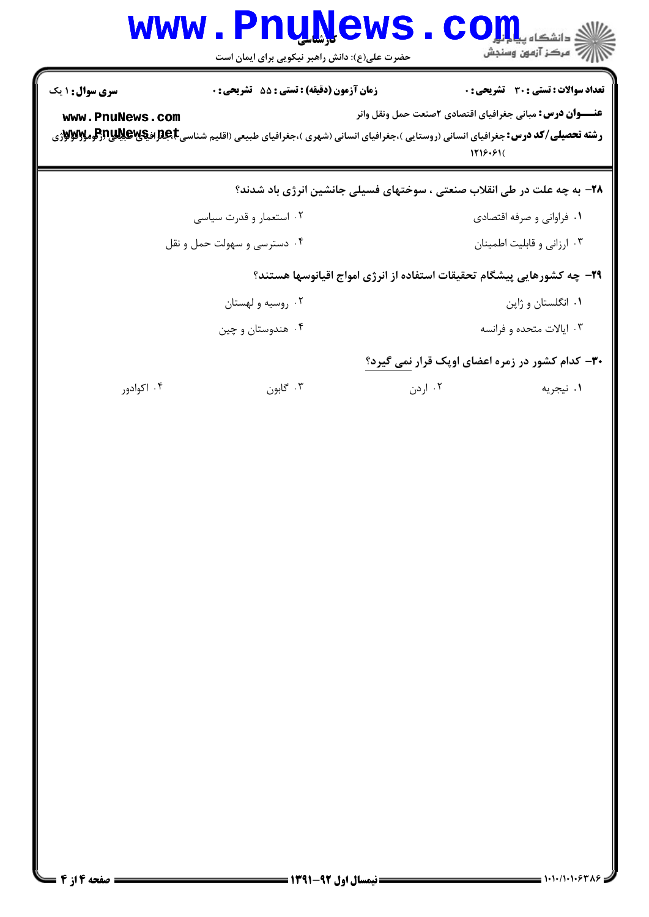**سری سوال:** ۱ یک

**زمان آزمون (دقیقه) : تستی : ۵۵ تشریحی : ۰**

**تعداد سوالات : تستی : ۳۰ تشریحی : ۰**

**عنـــوان درس:** مبانی جغرافیای اقتصادی ۲صنعت حمل ونقل وانر

**رشته تحصیلی/کد درس:** جغرافیای انسانی (روستایی )،جغرافیای انسانی (شهری )،جغرافیای طبیعی (اقلیم شناسی)،جغرافیای طبیعی (ژئومورفولوژی ۱۲۱۶۰۶۱)

**۲۸- به چه علت در طی انقلاب صنعتی ، سوختهای فسیلی جانشین انرژی باد شدند؟**

۱. فراوانی و صرفه اقتصادی

۲. استعمار و قدرت سیاسی

۳. ارزانی و قابلیت اطمینان

۴. دسترسی و سهولت حمل و نقل

**۲۹- چه کشورهایی پیشگام تحقیقات استفاده از انرژی امواج اقیانوسها هستند؟**

۱. انگلستان و ژاپن

۲. روسیه و لهستان

۳. ایالات متحده و فرانسه

۴. هندوستان و چین

**۳۰- کدام کشور در زمره اعضای اوپک قرار نمی گیرد؟**

۱. نیجریه

۲. اردن

۳. گابون

۴. اکوادور